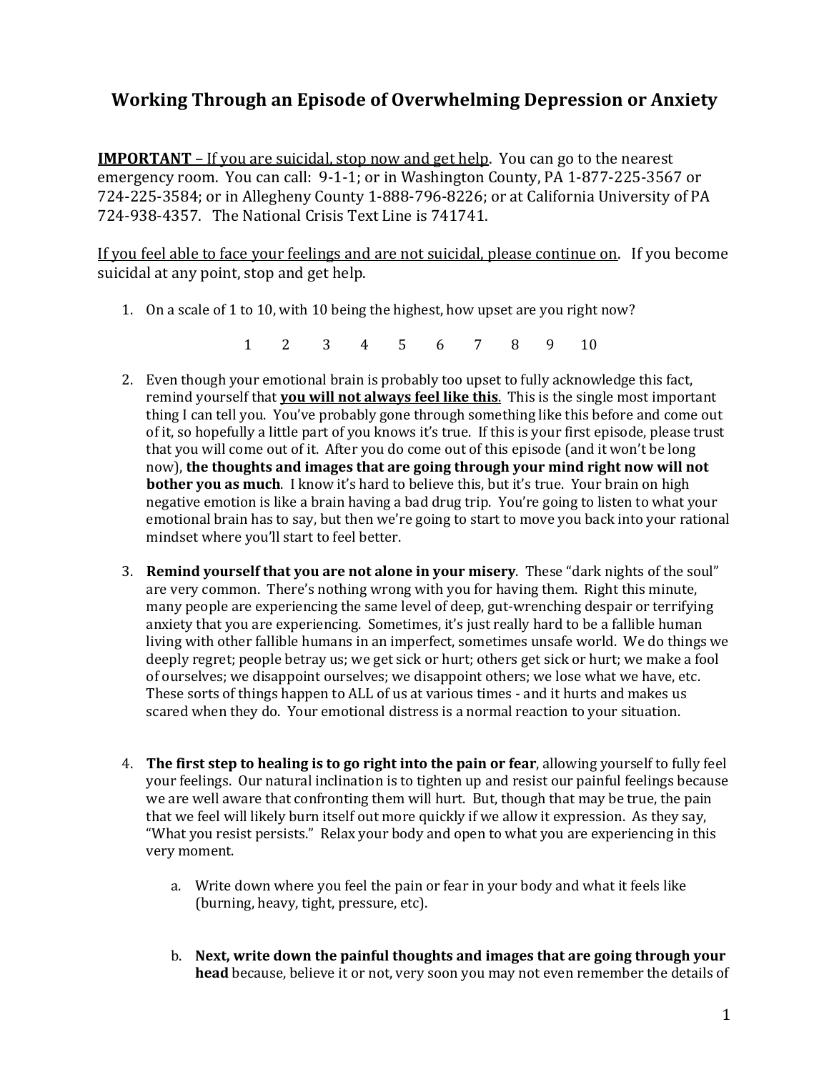# Working Through an Episode of Overwhelming Depression or Anxiety

**IMPORTANT** – If you are suicidal, stop now and get help. You can go to the nearest emergency room. You can call: 9-1-1; or in Washington County, PA 1-877-225-3567 or 724-225-3584; or in Allegheny County 1-888-796-8226; or at California University of PA 724-938-4357. The National Crisis Text Line is 741741.

If you feel able to face your feelings and are not suicidal, please continue on. If you become suicidal at any point, stop and get help.

1. On a scale of 1 to 10, with 10 being the highest, how upset are you right now?

   1 2 3 4 5 6 7 8 9 10

2. Even though your emotional brain is probably too upset to fully acknowledge this fact, remind yourself that **you will not always feel like this**. This is the single most important thing I can tell you. You've probably gone through something like this before and come out of it, so hopefully a little part of you knows it's true. If this is your first episode, please trust that you will come out of it. After you do come out of this episode (and it won't be long now), **the thoughts and images that are going through your mind right now will not bother you as much**. I know it's hard to believe this, but it's true. Your brain on high negative emotion is like a brain having a bad drug trip. You're going to listen to what your emotional brain has to say, but then we're going to start to move you back into your rational mindset where you'll start to feel better.

3. **Remind yourself that you are not alone in your misery**. These "dark nights of the soul" are very common. There's nothing wrong with you for having them. Right this minute, many people are experiencing the same level of deep, gut-wrenching despair or terrifying anxiety that you are experiencing. Sometimes, it's just really hard to be a fallible human living with other fallible humans in an imperfect, sometimes unsafe world. We do things we deeply regret; people betray us; we get sick or hurt; others get sick or hurt; we make a fool of ourselves; we disappoint ourselves; we disappoint others; we lose what we have, etc. These sorts of things happen to ALL of us at various times - and it hurts and makes us scared when they do. Your emotional distress is a normal reaction to your situation.

4. **The first step to healing is to go right into the pain or fear**, allowing yourself to fully feel your feelings. Our natural inclination is to tighten up and resist our painful feelings because we are well aware that confronting them will hurt. But, though that may be true, the pain that we feel will likely burn itself out more quickly if we allow it expression. As they say, "What you resist persists." Relax your body and open to what you are experiencing in this very moment.

   a. Write down where you feel the pain or fear in your body and what it feels like (burning, heavy, tight, pressure, etc).

   b. **Next, write down the painful thoughts and images that are going through your head** because, believe it or not, very soon you may not even remember the details of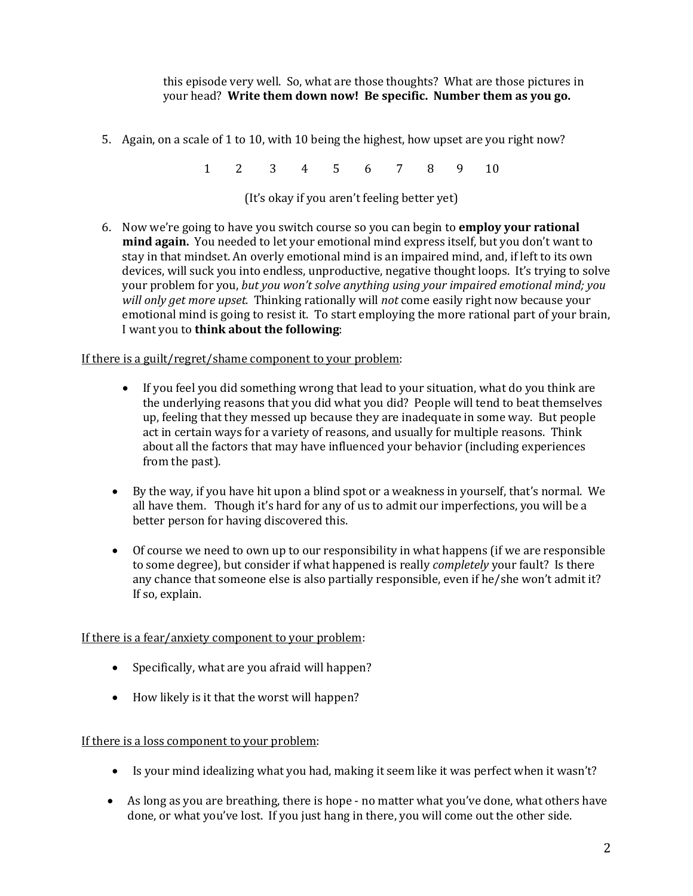this episode very well. So, what are those thoughts? What are those pictures in your head? **Write them down now! Be specific. Number them as you go.**

5. Again, on a scale of 1 to 10, with 10 being the highest, how upset are you right now?

   1 2 3 4 5 6 7 8 9 10

   (It's okay if you aren't feeling better yet)

6. Now we're going to have you switch course so you can begin to **employ your rational mind again.** You needed to let your emotional mind express itself, but you don't want to stay in that mindset. An overly emotional mind is an impaired mind, and, if left to its own devices, will suck you into endless, unproductive, negative thought loops. It's trying to solve your problem for you, *but you won't solve anything using your impaired emotional mind; you will only get more upset.* Thinking rationally will *not* come easily right now because your emotional mind is going to resist it. To start employing the more rational part of your brain, I want you to **think about the following**:

<u>If there is a guilt/regret/shame component to your problem</u>:

- If you feel you did something wrong that lead to your situation, what do you think are the underlying reasons that you did what you did? People will tend to beat themselves up, feeling that they messed up because they are inadequate in some way. But people act in certain ways for a variety of reasons, and usually for multiple reasons. Think about all the factors that may have influenced your behavior (including experiences from the past).

- By the way, if you have hit upon a blind spot or a weakness in yourself, that's normal. We all have them. Though it's hard for any of us to admit our imperfections, you will be a better person for having discovered this.

- Of course we need to own up to our responsibility in what happens (if we are responsible to some degree), but consider if what happened is really *completely* your fault? Is there any chance that someone else is also partially responsible, even if he/she won't admit it? If so, explain.

<u>If there is a fear/anxiety component to your problem</u>:

- Specifically, what are you afraid will happen?

- How likely is it that the worst will happen?

<u>If there is a loss component to your problem</u>:

- Is your mind idealizing what you had, making it seem like it was perfect when it wasn't?

- As long as you are breathing, there is hope - no matter what you've done, what others have done, or what you've lost. If you just hang in there, you will come out the other side.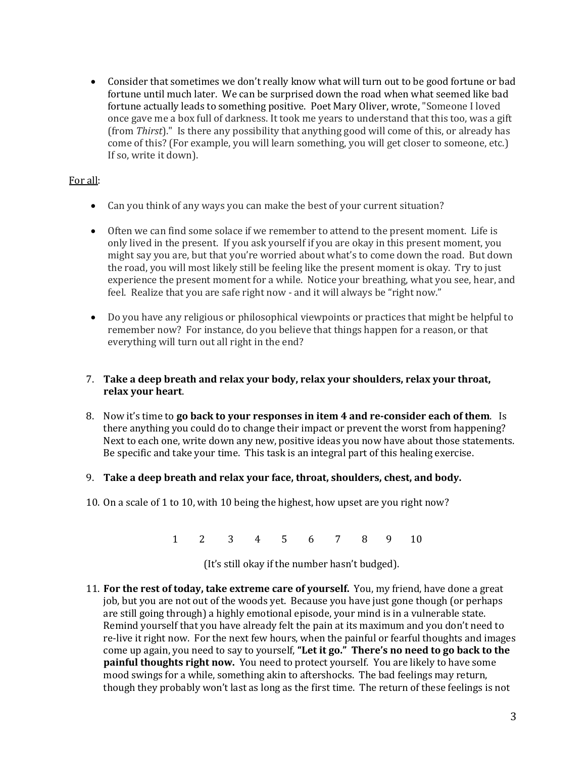- Consider that sometimes we don't really know what will turn out to be good fortune or bad fortune until much later. We can be surprised down the road when what seemed like bad fortune actually leads to something positive. Poet Mary Oliver, wrote, "Someone I loved once gave me a box full of darkness. It took me years to understand that this too, was a gift (from *Thirst*)." Is there any possibility that anything good will come of this, or already has come of this? (For example, you will learn something, you will get closer to someone, etc.) If so, write it down).

For all:

- Can you think of any ways you can make the best of your current situation?

- Often we can find some solace if we remember to attend to the present moment. Life is only lived in the present. If you ask yourself if you are okay in this present moment, you might say you are, but that you're worried about what's to come down the road. But down the road, you will most likely still be feeling like the present moment is okay. Try to just experience the present moment for a while. Notice your breathing, what you see, hear, and feel. Realize that you are safe right now - and it will always be "right now."

- Do you have any religious or philosophical viewpoints or practices that might be helpful to remember now? For instance, do you believe that things happen for a reason, or that everything will turn out all right in the end?

7. **Take a deep breath and relax your body, relax your shoulders, relax your throat, relax your heart**.

8. Now it's time to **go back to your responses in item 4 and re-consider each of them**. Is there anything you could do to change their impact or prevent the worst from happening? Next to each one, write down any new, positive ideas you now have about those statements. Be specific and take your time. This task is an integral part of this healing exercise.

9. **Take a deep breath and relax your face, throat, shoulders, chest, and body.**

10. On a scale of 1 to 10, with 10 being the highest, how upset are you right now?

1 2 3 4 5 6 7 8 9 10

(It's still okay if the number hasn't budged).

11. **For the rest of today, take extreme care of yourself.** You, my friend, have done a great job, but you are not out of the woods yet. Because you have just gone though (or perhaps are still going through) a highly emotional episode, your mind is in a vulnerable state. Remind yourself that you have already felt the pain at its maximum and you don't need to re-live it right now. For the next few hours, when the painful or fearful thoughts and images come up again, you need to say to yourself, **"Let it go." There's no need to go back to the painful thoughts right now.** You need to protect yourself. You are likely to have some mood swings for a while, something akin to aftershocks. The bad feelings may return, though they probably won't last as long as the first time. The return of these feelings is not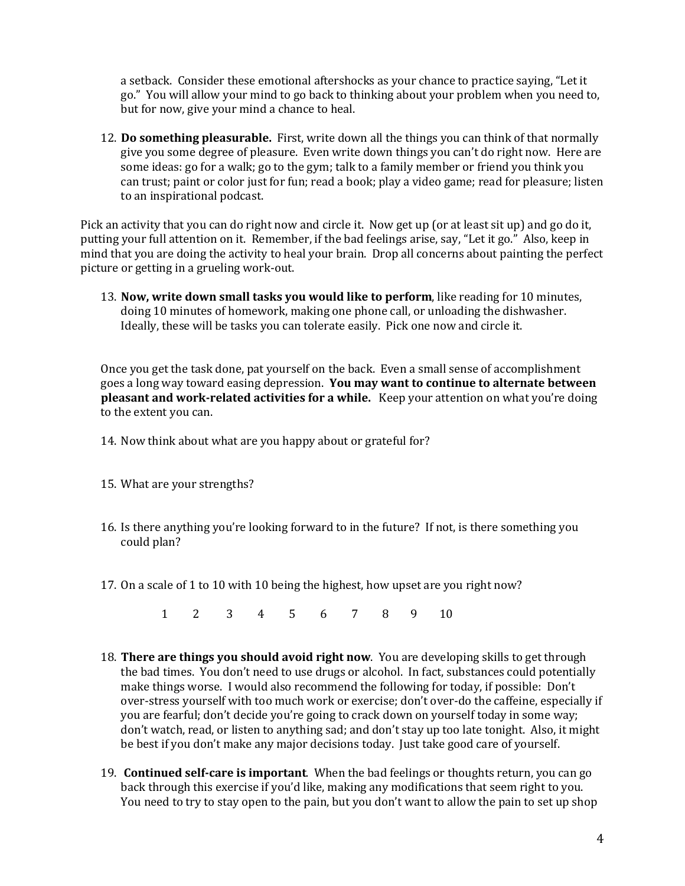a setback. Consider these emotional aftershocks as your chance to practice saying, "Let it go." You will allow your mind to go back to thinking about your problem when you need to, but for now, give your mind a chance to heal.

12. **Do something pleasurable.** First, write down all the things you can think of that normally give you some degree of pleasure. Even write down things you can't do right now. Here are some ideas: go for a walk; go to the gym; talk to a family member or friend you think you can trust; paint or color just for fun; read a book; play a video game; read for pleasure; listen to an inspirational podcast.

Pick an activity that you can do right now and circle it. Now get up (or at least sit up) and go do it, putting your full attention on it. Remember, if the bad feelings arise, say, "Let it go." Also, keep in mind that you are doing the activity to heal your brain. Drop all concerns about painting the perfect picture or getting in a grueling work-out.

13. **Now, write down small tasks you would like to perform**, like reading for 10 minutes, doing 10 minutes of homework, making one phone call, or unloading the dishwasher. Ideally, these will be tasks you can tolerate easily. Pick one now and circle it.

    Once you get the task done, pat yourself on the back. Even a small sense of accomplishment goes a long way toward easing depression. **You may want to continue to alternate between pleasant and work-related activities for a while.** Keep your attention on what you're doing to the extent you can.

14. Now think about what are you happy about or grateful for?

15. What are your strengths?

16. Is there anything you're looking forward to in the future? If not, is there something you could plan?

17. On a scale of 1 to 10 with 10 being the highest, how upset are you right now?

    1 2 3 4 5 6 7 8 9 10

18. **There are things you should avoid right now**. You are developing skills to get through the bad times. You don't need to use drugs or alcohol. In fact, substances could potentially make things worse. I would also recommend the following for today, if possible: Don't over-stress yourself with too much work or exercise; don't over-do the caffeine, especially if you are fearful; don't decide you're going to crack down on yourself today in some way; don't watch, read, or listen to anything sad; and don't stay up too late tonight. Also, it might be best if you don't make any major decisions today. Just take good care of yourself.

19. **Continued self-care is important**. When the bad feelings or thoughts return, you can go back through this exercise if you'd like, making any modifications that seem right to you. You need to try to stay open to the pain, but you don't want to allow the pain to set up shop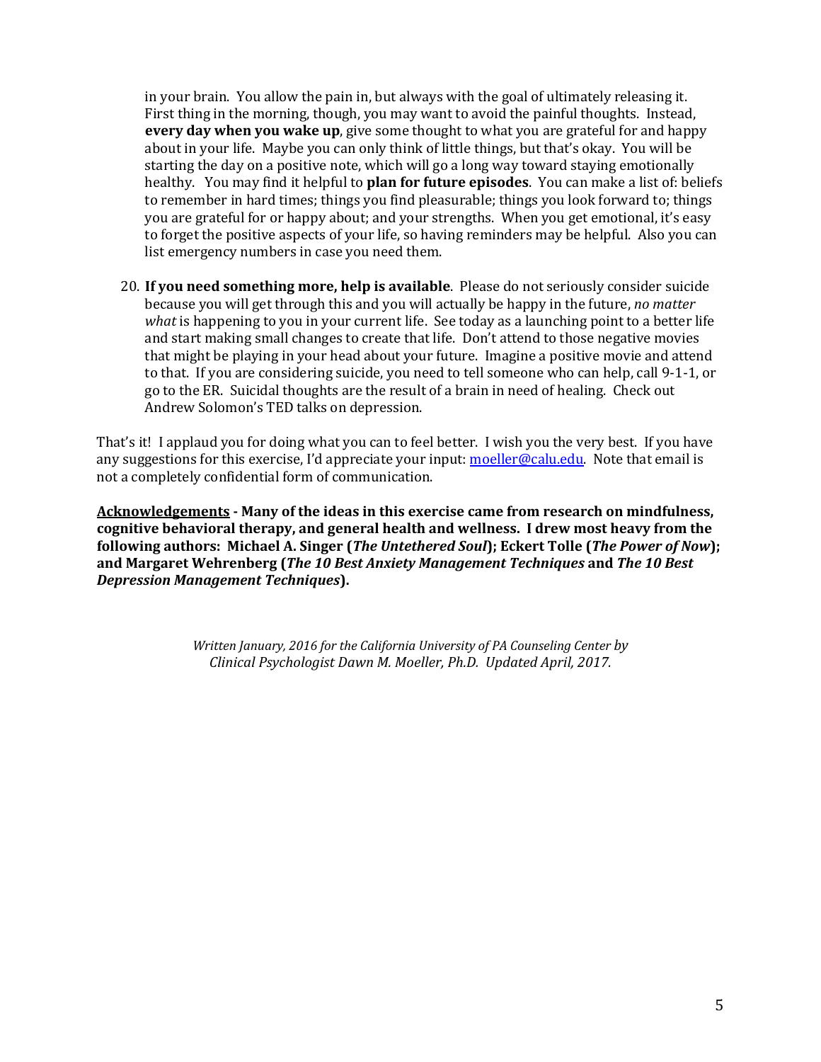in your brain. You allow the pain in, but always with the goal of ultimately releasing it. First thing in the morning, though, you may want to avoid the painful thoughts. Instead, **every day when you wake up**, give some thought to what you are grateful for and happy about in your life. Maybe you can only think of little things, but that's okay. You will be starting the day on a positive note, which will go a long way toward staying emotionally healthy. You may find it helpful to **plan for future episodes**. You can make a list of: beliefs to remember in hard times; things you find pleasurable; things you look forward to; things you are grateful for or happy about; and your strengths. When you get emotional, it's easy to forget the positive aspects of your life, so having reminders may be helpful. Also you can list emergency numbers in case you need them.

20. **If you need something more, help is available**. Please do not seriously consider suicide because you will get through this and you will actually be happy in the future, *no matter what* is happening to you in your current life. See today as a launching point to a better life and start making small changes to create that life. Don't attend to those negative movies that might be playing in your head about your future. Imagine a positive movie and attend to that. If you are considering suicide, you need to tell someone who can help, call 9-1-1, or go to the ER. Suicidal thoughts are the result of a brain in need of healing. Check out Andrew Solomon's TED talks on depression.

That's it! I applaud you for doing what you can to feel better. I wish you the very best. If you have any suggestions for this exercise, I'd appreciate your input: moeller@calu.edu. Note that email is not a completely confidential form of communication.

**Acknowledgements - Many of the ideas in this exercise came from research on mindfulness, cognitive behavioral therapy, and general health and wellness. I drew most heavy from the following authors: Michael A. Singer (*The Untethered Soul*); Eckert Tolle (*The Power of Now*); and Margaret Wehrenberg (*The 10 Best Anxiety Management Techniques* and *The 10 Best Depression Management Techniques*).**

*Written January, 2016 for the California University of PA Counseling Center by Clinical Psychologist Dawn M. Moeller, Ph.D. Updated April, 2017.*